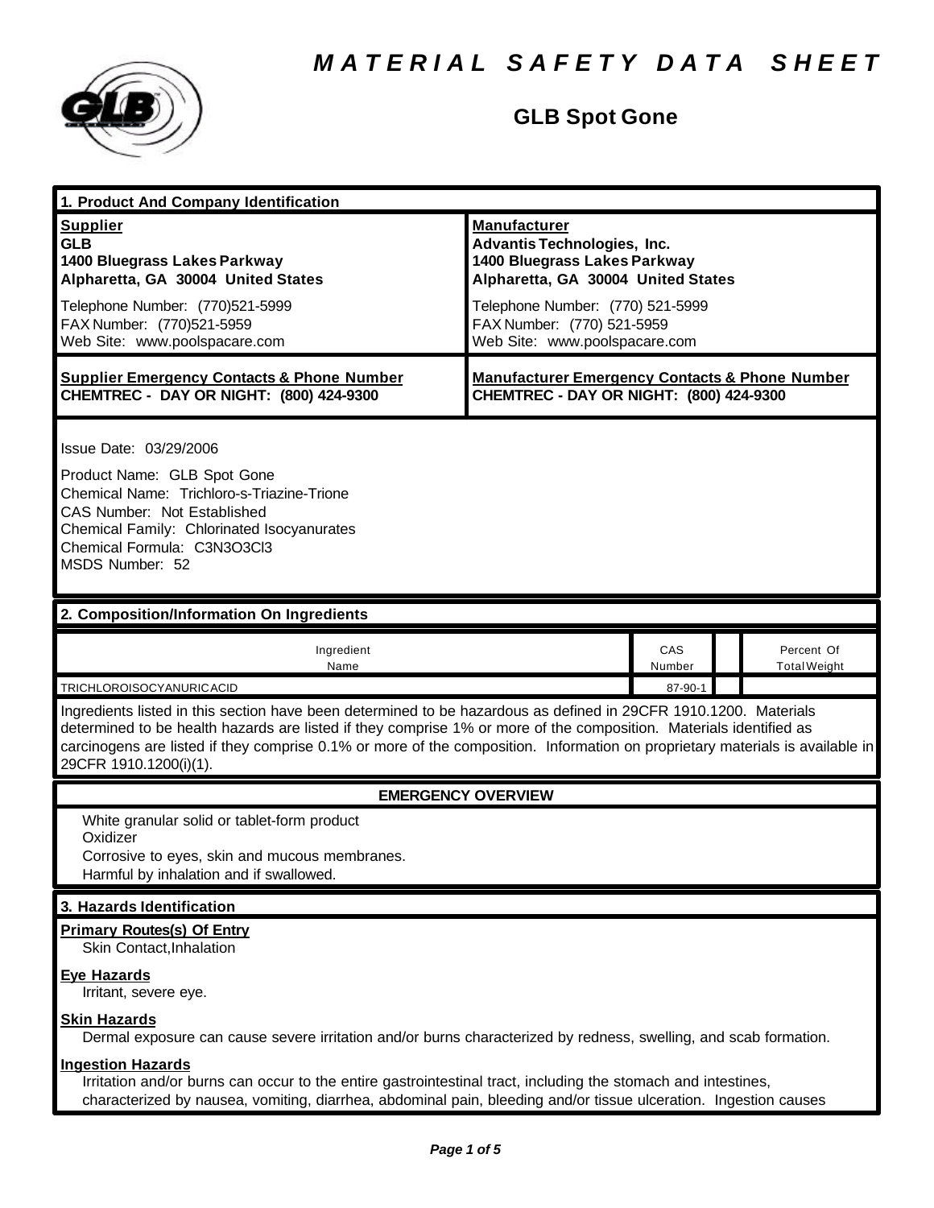# MATERIAL SAFETY DATA SHEET

## GLB Spot Gone

### 1. Product And Company Identification

| **Supplier** | **Manufacturer** |
|---|---|
| **GLB**<br>**1400 Bluegrass Lakes Parkway**<br>**Alpharetta, GA 30004 United States**<br>Telephone Number: (770)521-5999<br>FAX Number: (770)521-5959<br>Web Site: www.poolspacare.com | **Advantis Technologies, Inc.**<br>**1400 Bluegrass Lakes Parkway**<br>**Alpharetta, GA 30004 United States**<br>Telephone Number: (770) 521-5999<br>FAX Number: (770) 521-5959<br>Web Site: www.poolspacare.com |
| **Supplier Emergency Contacts & Phone Number**<br>**CHEMTREC - DAY OR NIGHT: (800) 424-9300** | **Manufacturer Emergency Contacts & Phone Number**<br>**CHEMTREC - DAY OR NIGHT: (800) 424-9300** |

Issue Date: 03/29/2006

Product Name: GLB Spot Gone
Chemical Name: Trichloro-s-Triazine-Trione
CAS Number: Not Established
Chemical Family: Chlorinated Isocyanurates
Chemical Formula: C3N3O3Cl3
MSDS Number: 52

### 2. Composition/Information On Ingredients

| Ingredient Name | CAS Number | | Percent Of Total Weight |
|---|---|---|---|
| TRICHLOROISOCYANURIC ACID | 87-90-1 | | |

Ingredients listed in this section have been determined to be hazardous as defined in 29CFR 1910.1200. Materials determined to be health hazards are listed if they comprise 1% or more of the composition. Materials identified as carcinogens are listed if they comprise 0.1% or more of the composition. Information on proprietary materials is available in 29CFR 1910.1200(i)(1).

### EMERGENCY OVERVIEW

White granular solid or tablet-form product
Oxidizer
Corrosive to eyes, skin and mucous membranes.
Harmful by inhalation and if swallowed.

### 3. Hazards Identification

**Primary Routes(s) Of Entry**
Skin Contact,Inhalation

**Eye Hazards**
Irritant, severe eye.

**Skin Hazards**
Dermal exposure can cause severe irritation and/or burns characterized by redness, swelling, and scab formation.

**Ingestion Hazards**
Irritation and/or burns can occur to the entire gastrointestinal tract, including the stomach and intestines, characterized by nausea, vomiting, diarrhea, abdominal pain, bleeding and/or tissue ulceration. Ingestion causes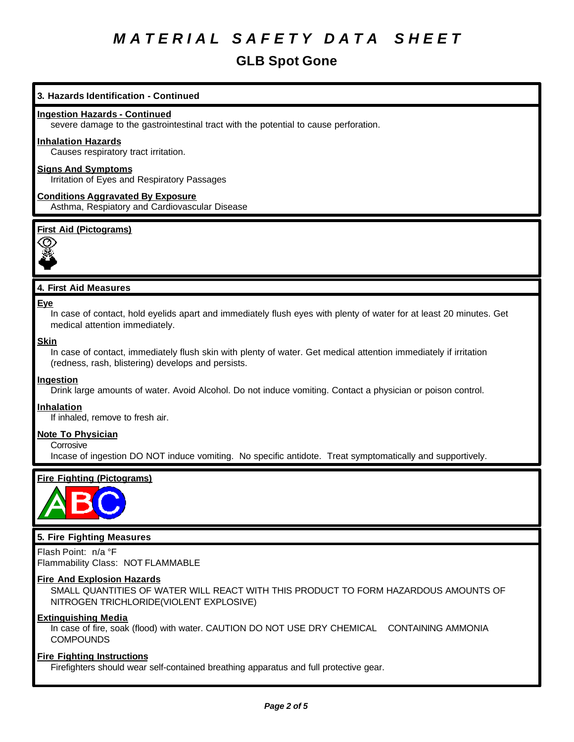# MATERIAL SAFETY DATA SHEET

## GLB Spot Gone

### 3. Hazards Identification - Continued

**Ingestion Hazards - Continued**

severe damage to the gastrointestinal tract with the potential to cause perforation.

**Inhalation Hazards**

Causes respiratory tract irritation.

**Signs And Symptoms**

Irritation of Eyes and Respiratory Passages

**Conditions Aggravated By Exposure**

Asthma, Respiatory and Cardiovascular Disease

**First Aid (Pictograms)**

### 4. First Aid Measures

**Eye**

In case of contact, hold eyelids apart and immediately flush eyes with plenty of water for at least 20 minutes. Get medical attention immediately.

**Skin**

In case of contact, immediately flush skin with plenty of water. Get medical attention immediately if irritation (redness, rash, blistering) develops and persists.

**Ingestion**

Drink large amounts of water. Avoid Alcohol. Do not induce vomiting. Contact a physician or poison control.

**Inhalation**

If inhaled, remove to fresh air.

**Note To Physician**

Corrosive

Incase of ingestion DO NOT induce vomiting. No specific antidote. Treat symptomatically and supportively.

**Fire Fighting (Pictograms)**

### 5. Fire Fighting Measures

Flash Point: n/a °F

Flammability Class: NOT FLAMMABLE

**Fire And Explosion Hazards**

SMALL QUANTITIES OF WATER WILL REACT WITH THIS PRODUCT TO FORM HAZARDOUS AMOUNTS OF NITROGEN TRICHLORIDE(VIOLENT EXPLOSIVE)

**Extinguishing Media**

In case of fire, soak (flood) with water. CAUTION DO NOT USE DRY CHEMICAL CONTAINING AMMONIA COMPOUNDS

**Fire Fighting Instructions**

Firefighters should wear self-contained breathing apparatus and full protective gear.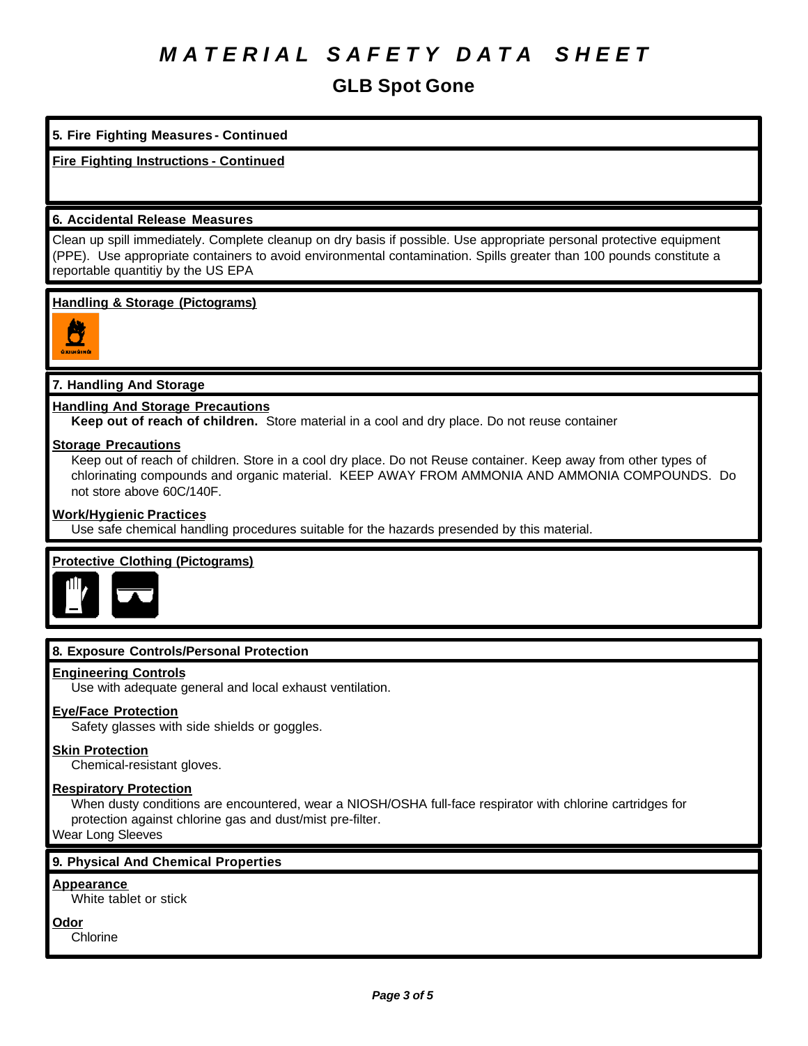# MATERIAL SAFETY DATA SHEET

## GLB Spot Gone

### 5. Fire Fighting Measures - Continued

**Fire Fighting Instructions - Continued**

### 6. Accidental Release Measures

Clean up spill immediately. Complete cleanup on dry basis if possible. Use appropriate personal protective equipment (PPE). Use appropriate containers to avoid environmental contamination. Spills greater than 100 pounds constitute a reportable quantitiy by the US EPA

**Handling & Storage (Pictograms)**

### 7. Handling And Storage

**Handling And Storage Precautions**

**Keep out of reach of children.** Store material in a cool and dry place. Do not reuse container

**Storage Precautions**

Keep out of reach of children. Store in a cool dry place. Do not Reuse container. Keep away from other types of chlorinating compounds and organic material. KEEP AWAY FROM AMMONIA AND AMMONIA COMPOUNDS. Do not store above 60C/140F.

**Work/Hygienic Practices**

Use safe chemical handling procedures suitable for the hazards presended by this material.

**Protective Clothing (Pictograms)**

### 8. Exposure Controls/Personal Protection

**Engineering Controls**

Use with adequate general and local exhaust ventilation.

**Eye/Face Protection**

Safety glasses with side shields or goggles.

**Skin Protection**

Chemical-resistant gloves.

**Respiratory Protection**

When dusty conditions are encountered, wear a NIOSH/OSHA full-face respirator with chlorine cartridges for protection against chlorine gas and dust/mist pre-filter.

Wear Long Sleeves

### 9. Physical And Chemical Properties

**Appearance**

White tablet or stick

**Odor**

Chlorine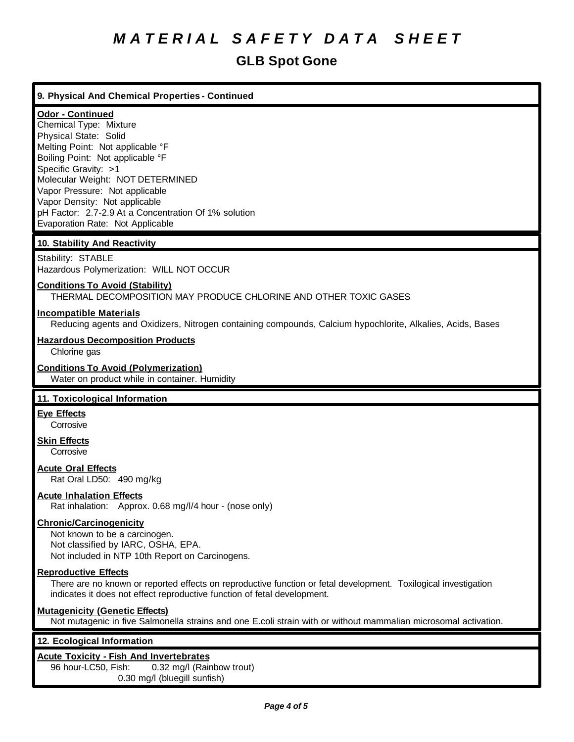# MATERIAL SAFETY DATA SHEET

## GLB Spot Gone

### 9. Physical And Chemical Properties - Continued

**Odor - Continued**

Chemical Type: Mixture
Physical State: Solid
Melting Point: Not applicable °F
Boiling Point: Not applicable °F
Specific Gravity: >1
Molecular Weight: NOT DETERMINED
Vapor Pressure: Not applicable
Vapor Density: Not applicable
pH Factor: 2.7-2.9 At a Concentration Of 1% solution
Evaporation Rate: Not Applicable

### 10. Stability And Reactivity

Stability: STABLE
Hazardous Polymerization: WILL NOT OCCUR

**Conditions To Avoid (Stability)**

THERMAL DECOMPOSITION MAY PRODUCE CHLORINE AND OTHER TOXIC GASES

**Incompatible Materials**

Reducing agents and Oxidizers, Nitrogen containing compounds, Calcium hypochlorite, Alkalies, Acids, Bases

**Hazardous Decomposition Products**

Chlorine gas

**Conditions To Avoid (Polymerization)**

Water on product while in container. Humidity

### 11. Toxicological Information

**Eye Effects**

Corrosive

**Skin Effects**

Corrosive

**Acute Oral Effects**

Rat Oral LD50: 490 mg/kg

**Acute Inhalation Effects**

Rat inhalation: Approx. 0.68 mg/l/4 hour - (nose only)

**Chronic/Carcinogenicity**

Not known to be a carcinogen.
Not classified by IARC, OSHA, EPA.
Not included in NTP 10th Report on Carcinogens.

**Reproductive Effects**

There are no known or reported effects on reproductive function or fetal development. Toxilogical investigation indicates it does not effect reproductive function of fetal development.

**Mutagenicity (Genetic Effects)**

Not mutagenic in five Salmonella strains and one E.coli strain with or without mammalian microsomal activation.

### 12. Ecological Information

**Acute Toxicity - Fish And Invertebrates**

96 hour-LC50, Fish: 0.32 mg/l (Rainbow trout)
0.30 mg/l (bluegill sunfish)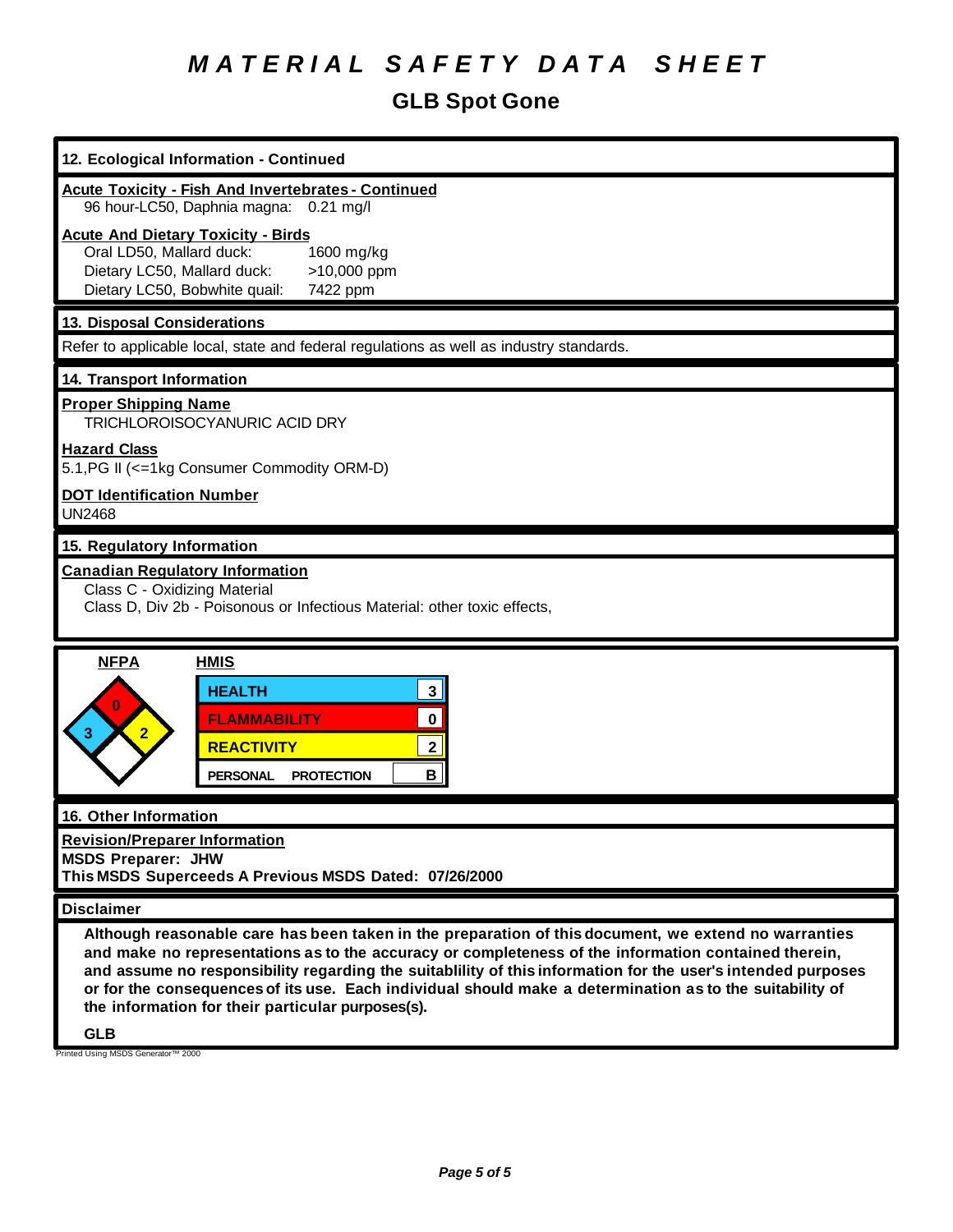# MATERIAL SAFETY DATA SHEET

## GLB Spot Gone

### 12. Ecological Information - Continued

**Acute Toxicity - Fish And Invertebrates - Continued**

96 hour-LC50, Daphnia magna: 0.21 mg/l

**Acute And Dietary Toxicity - Birds**

| | |
|---|---|
| Oral LD50, Mallard duck: | 1600 mg/kg |
| Dietary LC50, Mallard duck: | >10,000 ppm |
| Dietary LC50, Bobwhite quail: | 7422 ppm |

### 13. Disposal Considerations

Refer to applicable local, state and federal regulations as well as industry standards.

### 14. Transport Information

**Proper Shipping Name**

TRICHLOROISOCYANURIC ACID DRY

**Hazard Class**

5.1,PG II (<=1kg Consumer Commodity ORM-D)

**DOT Identification Number**

UN2468

### 15. Regulatory Information

**Canadian Regulatory Information**

Class C - Oxidizing Material

Class D, Div 2b - Poisonous or Infectious Material: other toxic effects,

**NFPA**

Flammability: 0
Health: 3
Reactivity: 2

**HMIS**

| | |
|---|---|
| HEALTH | 3 |
| FLAMMABILITY | 0 |
| REACTIVITY | 2 |
| PERSONAL PROTECTION | B |

### 16. Other Information

**Revision/Preparer Information**

**MSDS Preparer: JHW**

**This MSDS Superceeds A Previous MSDS Dated: 07/26/2000**

### Disclaimer

**Although reasonable care has been taken in the preparation of this document, we extend no warranties and make no representations as to the accuracy or completeness of the information contained therein, and assume no responsibility regarding the suitablility of this information for the user's intended purposes or for the consequences of its use. Each individual should make a determination as to the suitability of the information for their particular purposes(s).**

**GLB**

Printed Using MSDS Generator™ 2000